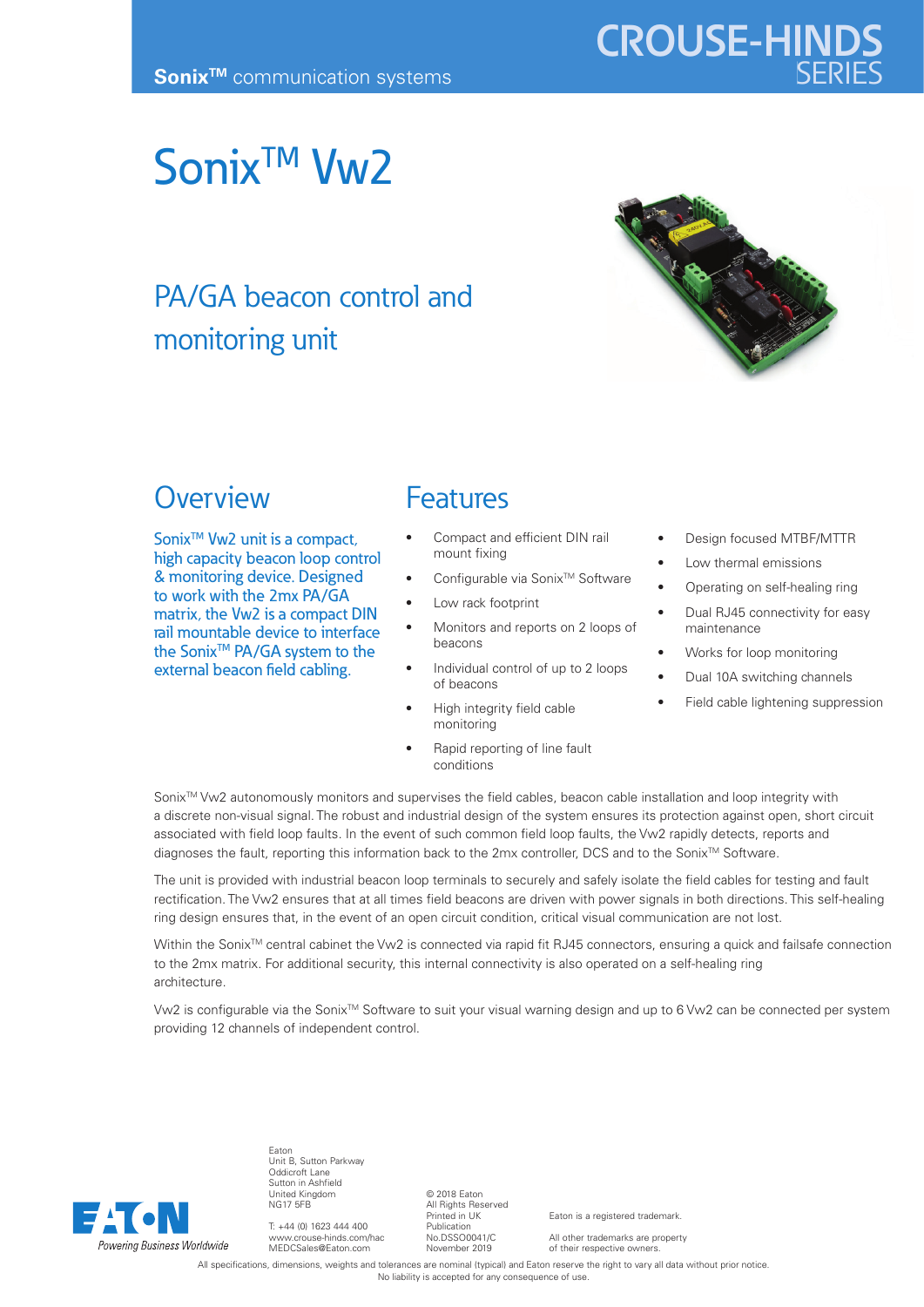Sonix™ communication systems

CROUSE-HINDS SERIES

# Sonix™ Vw2

## PA/GA beacon control and monitoring unit

## Overview

Sonix™ Vw2 unit is a compact, high capacity beacon loop control & monitoring device. Designed to work with the 2mx PA/GA matrix, the Vw2 is a compact DIN rail mountable device to interface the Sonix™ PA/GA system to the external beacon field cabling.

## Features

- Compact and efficient DIN rail mount fixing
- Configurable via Sonix™ Software
- Low rack footprint
- Monitors and reports on 2 loops of beacons
- Individual control of up to 2 loops of beacons
- High integrity field cable monitoring
- Rapid reporting of line fault conditions
- Design focused MTBF/MTTR
- Low thermal emissions
- Operating on self-healing ring
- Dual RJ45 connectivity for easy maintenance
- Works for loop monitoring
- Dual 10A switching channels
- Field cable lightening suppression

Sonix™ Vw2 autonomously monitors and supervises the field cables, beacon cable installation and loop integrity with a discrete non-visual signal. The robust and industrial design of the system ensures its protection against open, short circuit associated with field loop faults. In the event of such common field loop faults, the Vw2 rapidly detects, reports and diagnoses the fault, reporting this information back to the 2mx controller, DCS and to the Sonix™ Software.

The unit is provided with industrial beacon loop terminals to securely and safely isolate the field cables for testing and fault rectification. The Vw2 ensures that at all times field beacons are driven with power signals in both directions. This self-healing ring design ensures that, in the event of an open circuit condition, critical visual communication are not lost.

Within the Sonix™ central cabinet the Vw2 is connected via rapid fit RJ45 connectors, ensuring a quick and failsafe connection to the 2mx matrix. For additional security, this internal connectivity is also operated on a self-healing ring architecture.

Vw2 is configurable via the Sonix™ Software to suit your visual warning design and up to 6 Vw2 can be connected per system providing 12 channels of independent control.

EATON
*Powering Business Worldwide*

Eaton
Unit B, Sutton Parkway
Oddicroft Lane
Sutton in Ashfield
United Kingdom
NG17 5FB

T: +44 (0) 1623 444 400
www.crouse-hinds.com/hac
MEDCSales@Eaton.com

© 2018 Eaton
All Rights Reserved
Printed in UK
Publication
No.DSSO0041/C
November 2019

Eaton is a registered trademark.

All other trademarks are property of their respective owners.

All specifications, dimensions, weights and tolerances are nominal (typical) and Eaton reserve the right to vary all data without prior notice.
No liability is accepted for any consequence of use.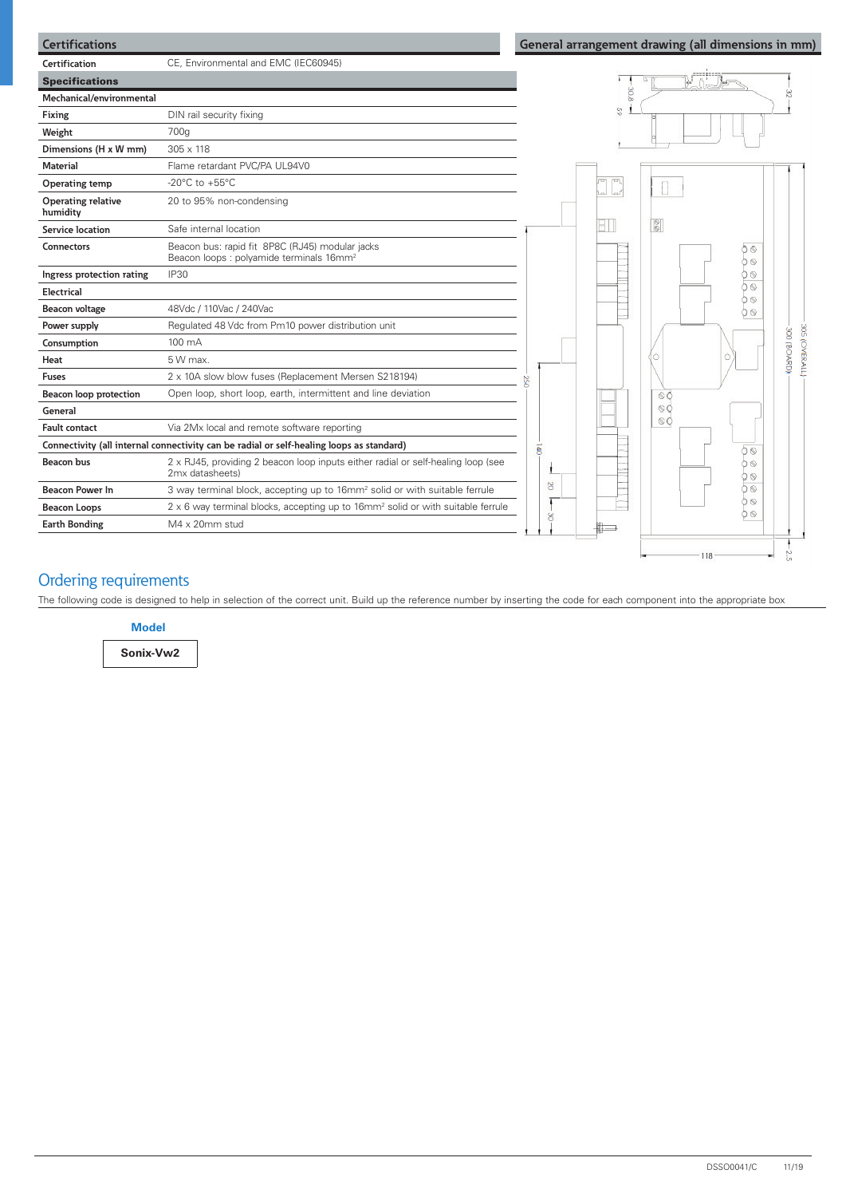## Certifications

| | |
|---|---|
| Certification | CE, Environmental and EMC (IEC60945) |

## Specifications

| | |
|---|---|
| **Mechanical/environmental** | |
| Fixing | DIN rail security fixing |
| Weight | 700g |
| Dimensions (H x W mm) | 305 x 118 |
| Material | Flame retardant PVC/PA UL94V0 |
| Operating temp | -20°C to +55°C |
| Operating relative humidity | 20 to 95% non-condensing |
| Service location | Safe internal location |
| Connectors | Beacon bus: rapid fit 8P8C (RJ45) modular jacks<br>Beacon loops : polyamide terminals 16mm² |
| Ingress protection rating | IP30 |
| **Electrical** | |
| Beacon voltage | 48Vdc / 110Vac / 240Vac |
| Power supply | Regulated 48 Vdc from Pm10 power distribution unit |
| Consumption | 100 mA |
| Heat | 5 W max. |
| Fuses | 2 x 10A slow blow fuses (Replacement Mersen S218194) |
| Beacon loop protection | Open loop, short loop, earth, intermittent and line deviation |
| **General** | |
| Fault contact | Via 2Mx local and remote software reporting |
| **Connectivity (all internal connectivity can be radial or self-healing loops as standard)** | |
| Beacon bus | 2 x RJ45, providing 2 beacon loop inputs either radial or self-healing loop (see 2mx datasheets) |
| Beacon Power In | 3 way terminal block, accepting up to 16mm² solid or with suitable ferrule |
| Beacon Loops | 2 x 6 way terminal blocks, accepting up to 16mm² solid or with suitable ferrule |
| Earth Bonding | M4 x 20mm stud |

## General arrangement drawing (all dimensions in mm)

30.8
59
32
250
140
20
30
300 (BOARD)
305 (OVERALL)
118
2.5

## Ordering requirements

The following code is designed to help in selection of the correct unit. Build up the reference number by inserting the code for each component into the appropriate box

| Model |
|---|
| Sonix-Vw2 |

DSSO0041/C 11/19